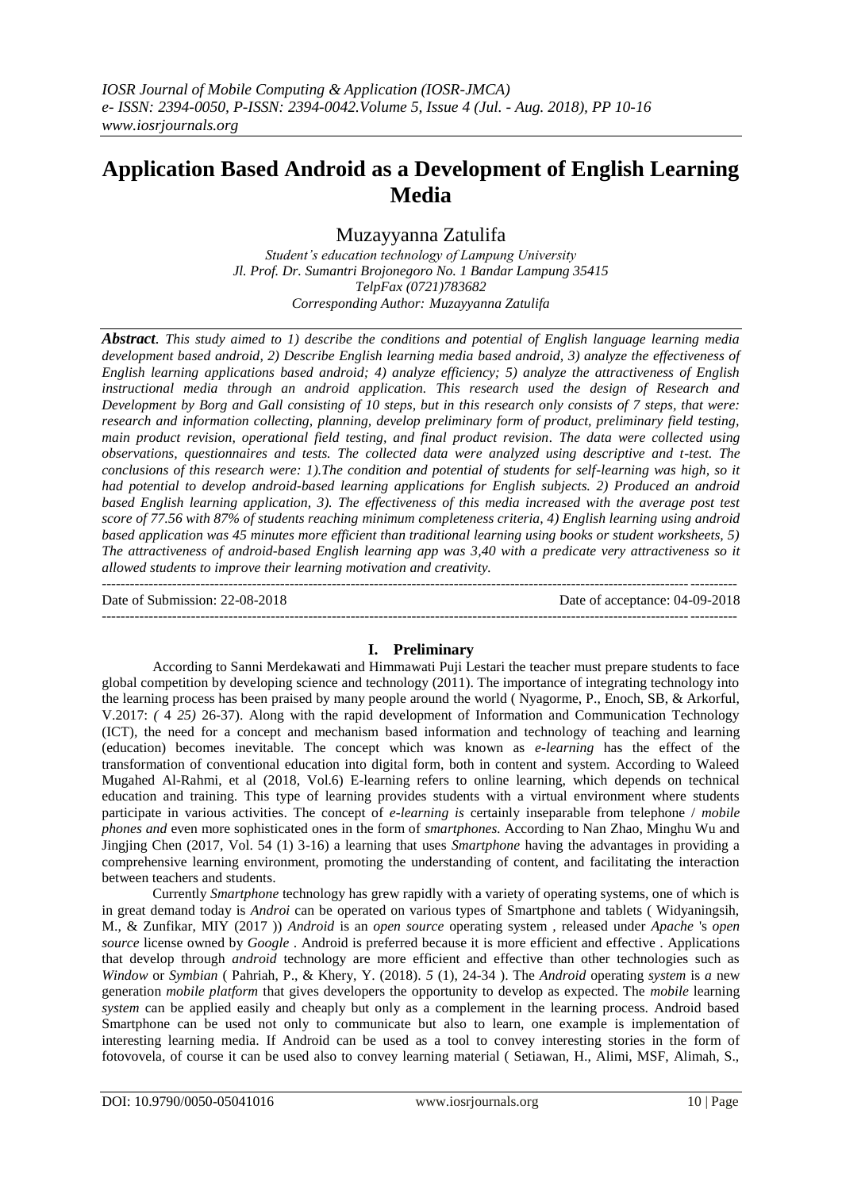# Application Based Android as a Development of English Learning Media

Muzayyanna Zatulifa

*Student's education technology of Lampung University*
*Jl. Prof. Dr. Sumantri Brojonegoro No. 1 Bandar Lampung 35415*
*TelpFax (0721)783682*
*Corresponding Author: Muzayyanna Zatulifa*

***Abstract**. This study aimed to 1) describe the conditions and potential of English language learning media development based android, 2) Describe English learning media based android, 3) analyze the effectiveness of English learning applications based android; 4) analyze efficiency; 5) analyze the attractiveness of English instructional media through an android application. This research used the design of Research and Development by Borg and Gall consisting of 10 steps, but in this research only consists of 7 steps, that were: research and information collecting, planning, develop preliminary form of product, preliminary field testing, main product revision, operational field testing, and final product revision. The data were collected using observations, questionnaires and tests. The collected data were analyzed using descriptive and t-test. The conclusions of this research were: 1).The condition and potential of students for self-learning was high, so it had potential to develop android-based learning applications for English subjects. 2) Produced an android based English learning application, 3). The effectiveness of this media increased with the average post test score of 77.56 with 87% of students reaching minimum completeness criteria, 4) English learning using android based application was 45 minutes more efficient than traditional learning using books or student worksheets, 5) The attractiveness of android-based English learning app was 3,40 with a predicate very attractiveness so it allowed students to improve their learning motivation and creativity.*

Date of Submission: 22-08-2018 | Date of acceptance: 04-09-2018

## I. Preliminary

According to Sanni Merdekawati and Himmawati Puji Lestari the teacher must prepare students to face global competition by developing science and technology (2011). The importance of integrating technology into the learning process has been praised by many people around the world ( Nyagorme, P., Enoch, SB, & Arkorful, V.2017: *( 4 25)* 26-37). Along with the rapid development of Information and Communication Technology (ICT), the need for a concept and mechanism based information and technology of teaching and learning (education) becomes inevitable. The concept which was known as *e-learning* has the effect of the transformation of conventional education into digital form, both in content and system. According to Waleed Mugahed Al-Rahmi, et al (2018, Vol.6) E-learning refers to online learning, which depends on technical education and training. This type of learning provides students with a virtual environment where students participate in various activities. The concept of *e-learning is* certainly inseparable from telephone / *mobile phones and* even more sophisticated ones in the form of *smartphones.* According to Nan Zhao, Minghu Wu and Jingjing Chen (2017, Vol. 54 (1) 3-16) a learning that uses *Smartphone* having the advantages in providing a comprehensive learning environment, promoting the understanding of content, and facilitating the interaction between teachers and students.

Currently *Smartphone* technology has grew rapidly with a variety of operating systems, one of which is in great demand today is *Androi* can be operated on various types of Smartphone and tablets ( Widyaningsih, M., & Zunfikar, MIY (2017 )) *Android* is an *open source* operating system , released under *Apache* 's *open source* license owned by *Google* . Android is preferred because it is more efficient and effective . Applications that develop through *android* technology are more efficient and effective than other technologies such as *Window* or *Symbian* ( Pahriah, P., & Khery, Y. (2018). *5* (1), 24-34 ). The *Android* operating *system* is *a* new generation *mobile platform* that gives developers the opportunity to develop as expected. The *mobile* learning *system* can be applied easily and cheaply but only as a complement in the learning process. Android based Smartphone can be used not only to communicate but also to learn, one example is implementation of interesting learning media. If Android can be used as a tool to convey interesting stories in the form of fotovovela, of course it can be used also to convey learning material ( Setiawan, H., Alimi, MSF, Alimah, S.,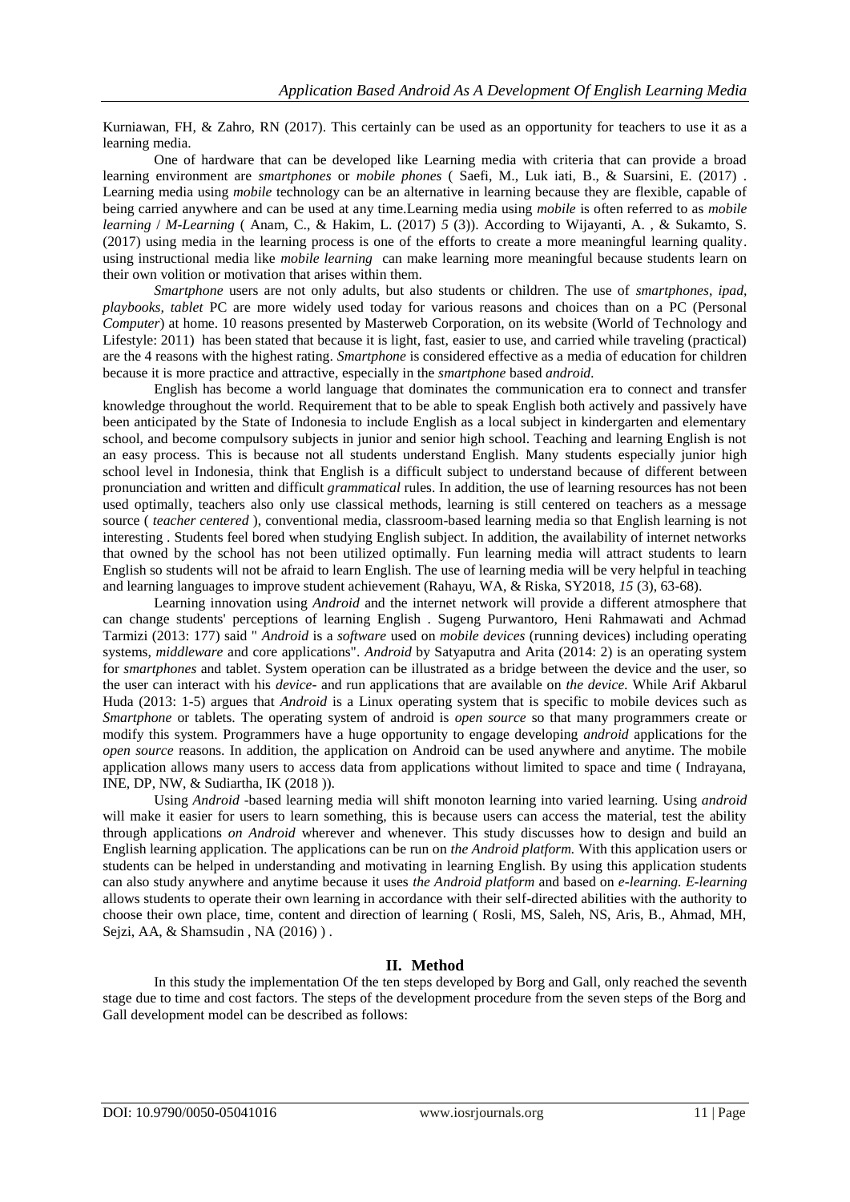Kurniawan, FH, & Zahro, RN (2017). This certainly can be used as an opportunity for teachers to use it as a learning media.

One of hardware that can be developed like Learning media with criteria that can provide a broad learning environment are *smartphones* or *mobile phones* ( Saefi, M., Luk iati, B., & Suarsini, E. (2017) . Learning media using *mobile* technology can be an alternative in learning because they are flexible, capable of being carried anywhere and can be used at any time.Learning media using *mobile* is often referred to as *mobile learning* / *M-Learning* ( Anam, C., & Hakim, L. (2017) *5* (3)). According to Wijayanti, A. , & Sukamto, S. (2017) using media in the learning process is one of the efforts to create a more meaningful learning quality. using instructional media like *mobile learning* can make learning more meaningful because students learn on their own volition or motivation that arises within them.

*Smartphone* users are not only adults, but also students or children. The use of *smartphones, ipad, playbooks, tablet* PC are more widely used today for various reasons and choices than on a PC (Personal *Computer*) at home. 10 reasons presented by Masterweb Corporation, on its website (World of Technology and Lifestyle: 2011) has been stated that because it is light, fast, easier to use, and carried while traveling (practical) are the 4 reasons with the highest rating. *Smartphone* is considered effective as a media of education for children because it is more practice and attractive, especially in the *smartphone* based *android*.

English has become a world language that dominates the communication era to connect and transfer knowledge throughout the world. Requirement that to be able to speak English both actively and passively have been anticipated by the State of Indonesia to include English as a local subject in kindergarten and elementary school, and become compulsory subjects in junior and senior high school. Teaching and learning English is not an easy process. This is because not all students understand English. Many students especially junior high school level in Indonesia, think that English is a difficult subject to understand because of different between pronunciation and written and difficult *grammatical* rules. In addition, the use of learning resources has not been used optimally, teachers also only use classical methods, learning is still centered on teachers as a message source ( *teacher centered* ), conventional media, classroom-based learning media so that English learning is not interesting . Students feel bored when studying English subject. In addition, the availability of internet networks that owned by the school has not been utilized optimally. Fun learning media will attract students to learn English so students will not be afraid to learn English. The use of learning media will be very helpful in teaching and learning languages to improve student achievement (Rahayu, WA, & Riska, SY2018, *15* (3), 63-68).

Learning innovation using *Android* and the internet network will provide a different atmosphere that can change students' perceptions of learning English . Sugeng Purwantoro, Heni Rahmawati and Achmad Tarmizi (2013: 177) said " *Android* is a *software* used on *mobile devices* (running devices) including operating systems, *middleware* and core applications". *Android* by Satyaputra and Arita (2014: 2) is an operating system for *smartphones* and tablet. System operation can be illustrated as a bridge between the device and the user, so the user can interact with his *device*- and run applications that are available on *the device.* While Arif Akbarul Huda (2013: 1-5) argues that *Android* is a Linux operating system that is specific to mobile devices such as *Smartphone* or tablets. The operating system of android is *open source* so that many programmers create or modify this system. Programmers have a huge opportunity to engage developing *android* applications for the *open source* reasons. In addition, the application on Android can be used anywhere and anytime. The mobile application allows many users to access data from applications without limited to space and time ( Indrayana, INE, DP, NW, & Sudiartha, IK (2018 )).

Using *Android* -based learning media will shift monoton learning into varied learning. Using *android* will make it easier for users to learn something, this is because users can access the material, test the ability through applications *on Android* wherever and whenever. This study discusses how to design and build an English learning application. The applications can be run on *the Android platform.* With this application users or students can be helped in understanding and motivating in learning English. By using this application students can also study anywhere and anytime because it uses *the Android platform* and based on *e-learning. E-learning* allows students to operate their own learning in accordance with their self-directed abilities with the authority to choose their own place, time, content and direction of learning ( Rosli, MS, Saleh, NS, Aris, B., Ahmad, MH, Sejzi, AA, & Shamsudin , NA (2016) ) .

## II. Method

In this study the implementation Of the ten steps developed by Borg and Gall, only reached the seventh stage due to time and cost factors. The steps of the development procedure from the seven steps of the Borg and Gall development model can be described as follows: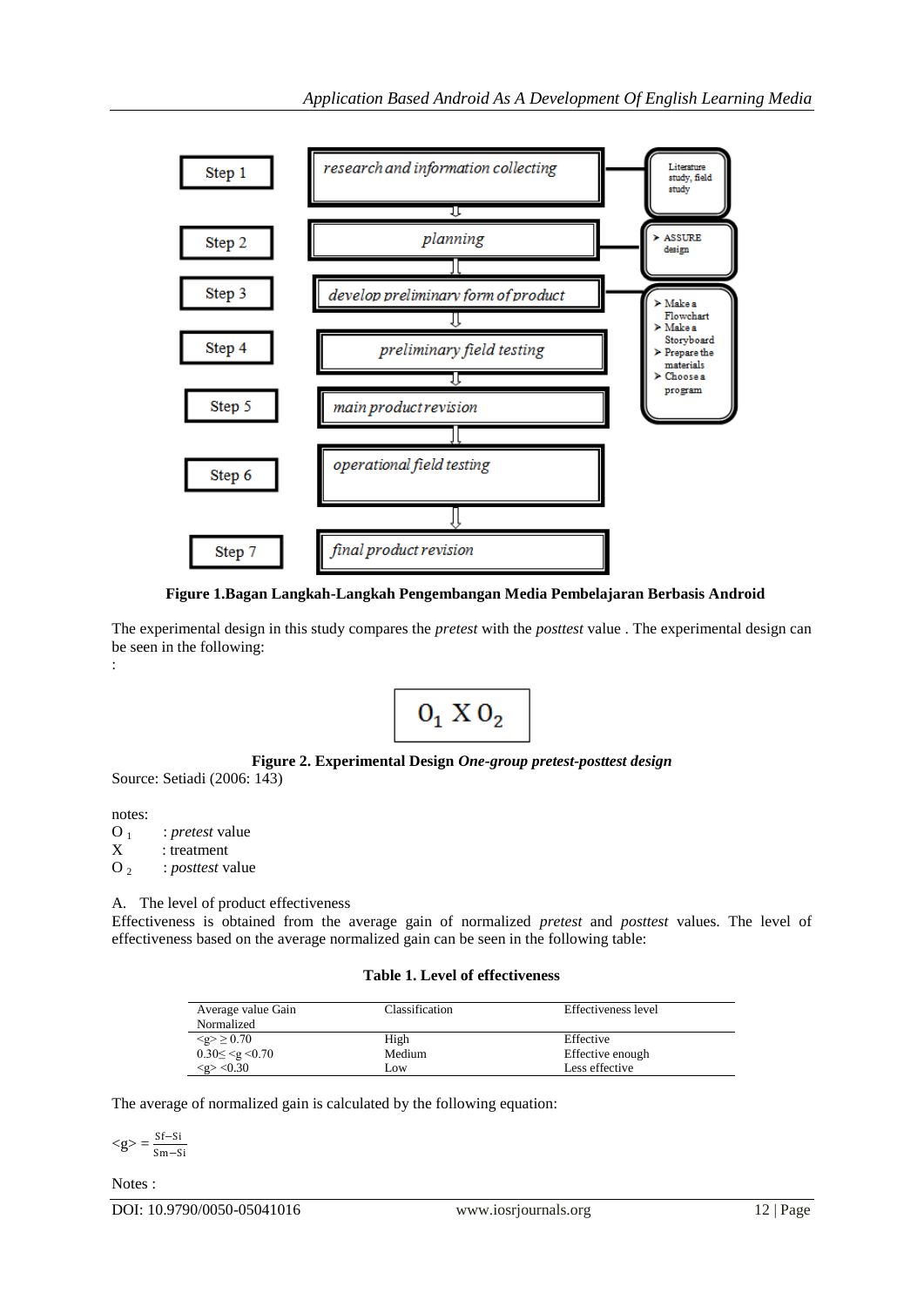| | | |
|---|---|---|
| Step 1 | *research and information collecting* | Literature study, field study |
| Step 2 | *planning* | ➢ ASSURE design |
| Step 3 | *develop preliminary form of product* | ➢ Make a Flowchart ➢ Make a Storyboard ➢ Prepare the materials ➢ Choose a program |
| Step 4 | *preliminary field testing* | |
| Step 5 | *main product revision* | |
| Step 6 | *operational field testing* | |
| Step 7 | *final product revision* | |

**Figure 1.Bagan Langkah-Langkah Pengembangan Media Pembelajaran Berbasis Android**

The experimental design in this study compares the *pretest* with the *posttest* value . The experimental design can be seen in the following:

:

$$O_1 \; X \; O_2$$

**Figure 2. Experimental Design *One-group pretest-posttest design***

Source: Setiadi (2006: 143)

notes:

$O_1$ : *pretest* value

X : treatment

$O_2$ : *posttest* value

A. The level of product effectiveness

Effectiveness is obtained from the average gain of normalized *pretest* and *posttest* values. The level of effectiveness based on the average normalized gain can be seen in the following table:

**Table 1. Level of effectiveness**

| Average value Gain Normalized | Classification | Effectiveness level |
|---|---|---|
| $<g> \geq 0.70$ | High | Effective |
| $0.30 \leq <g <0.70$ | Medium | Effective enough |
| $<g> <0.30$ | Low | Less effective |

The average of normalized gain is calculated by the following equation:

$$<g> = \frac{Sf - Si}{Sm - Si}$$

Notes :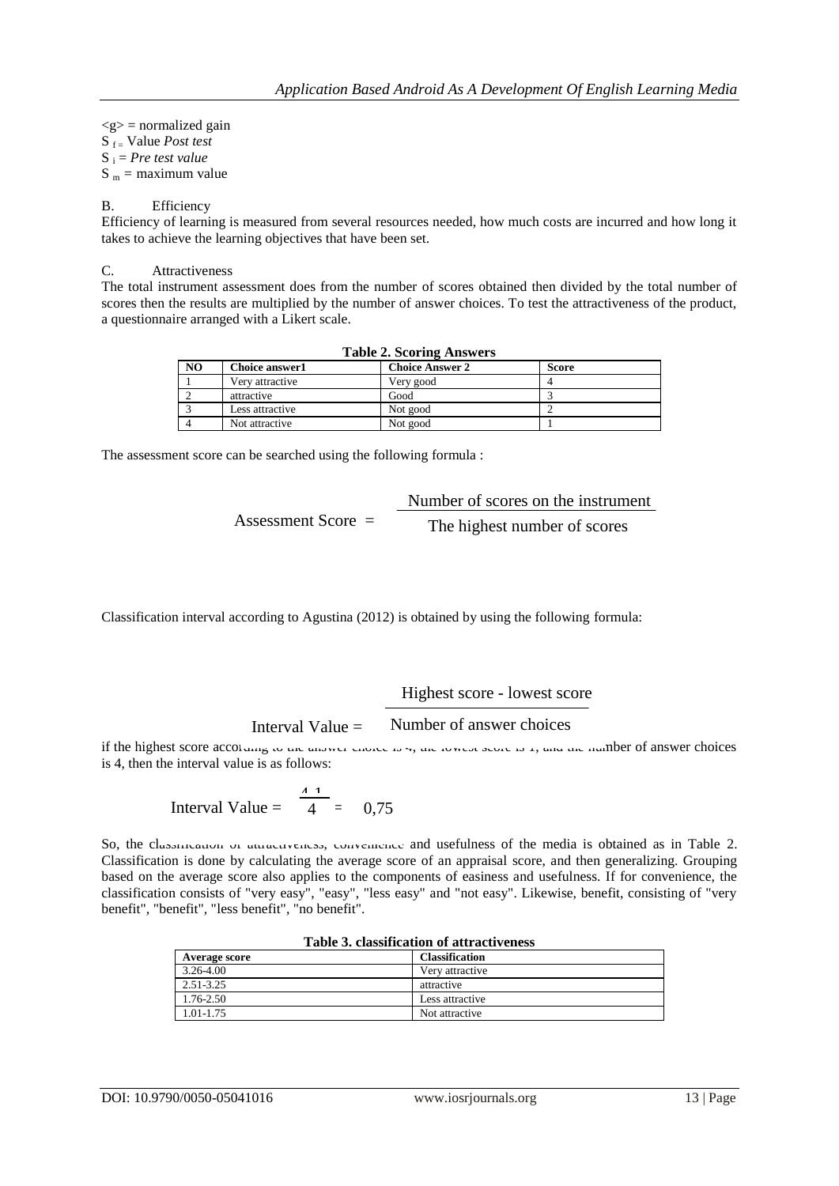$\langle g \rangle$ = normalized gain
$S_f$ = Value *Post test*
$S_i$ = *Pre test value*
$S_m$ = maximum value

B. Efficiency

Efficiency of learning is measured from several resources needed, how much costs are incurred and how long it takes to achieve the learning objectives that have been set.

C. Attractiveness

The total instrument assessment does from the number of scores obtained then divided by the total number of scores then the results are multiplied by the number of answer choices. To test the attractiveness of the product, a questionnaire arranged with a Likert scale.

**Table 2. Scoring Answers**

| NO | Choice answer1 | Choice Answer 2 | Score |
|---|---|---|---|
| 1 | Very attractive | Very good | 4 |
| 2 | attractive | Good | 3 |
| 3 | Less attractive | Not good | 2 |
| 4 | Not attractive | Not good | 1 |

The assessment score can be searched using the following formula :

$$\text{Assessment Score} = \frac{\text{Number of scores on the instrument}}{\text{The highest number of scores}}$$

Classification interval according to Agustina (2012) is obtained by using the following formula:

$$\text{Interval Value} = \frac{\text{Highest score - lowest score}}{\text{Number of answer choices}}$$

if the highest score according to the answer choice is 4, the lowest score is 1, and the number of answer choices is 4, then the interval value is as follows:

$$\text{Interval Value} = \frac{4-1}{4} = 0{,}75$$

So, the classification of attractiveness, convenience and usefulness of the media is obtained as in Table 2. Classification is done by calculating the average score of an appraisal score, and then generalizing. Grouping based on the average score also applies to the components of easiness and usefulness. If for convenience, the classification consists of "very easy", "easy", "less easy" and "not easy". Likewise, benefit, consisting of "very benefit", "benefit", "less benefit", "no benefit".

**Table 3. classification of attractiveness**

| Average score | Classification |
|---|---|
| 3.26-4.00 | Very attractive |
| 2.51-3.25 | attractive |
| 1.76-2.50 | Less attractive |
| 1.01-1.75 | Not attractive |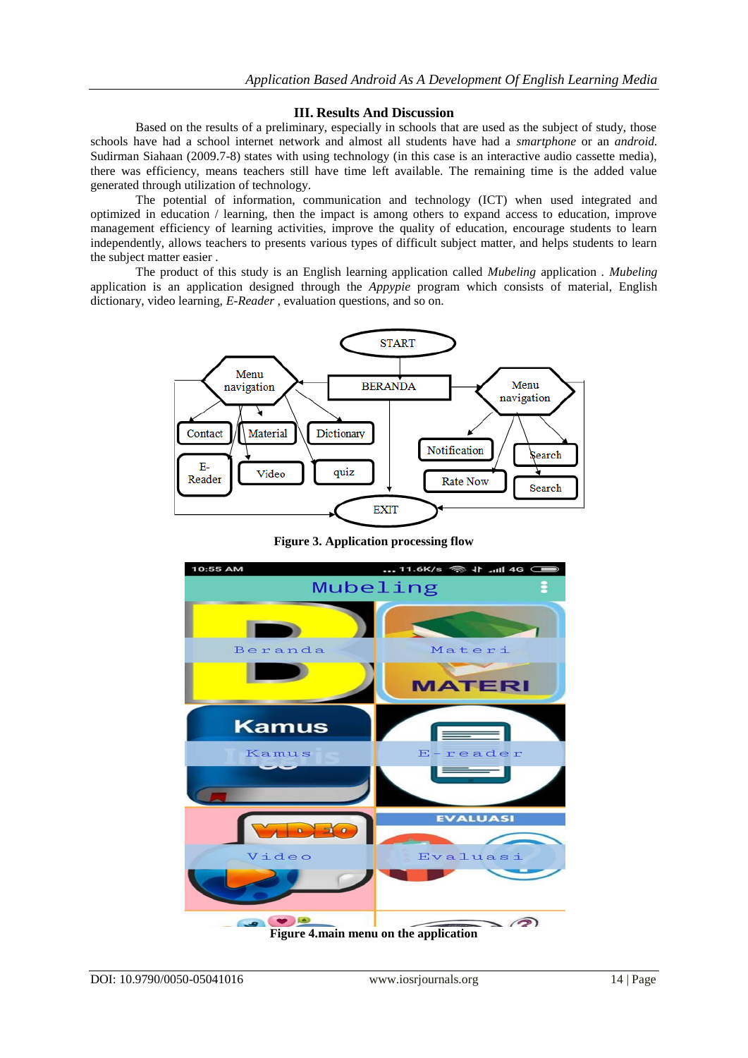## III. Results And Discussion

Based on the results of a preliminary, especially in schools that are used as the subject of study, those schools have had a school internet network and almost all students have had a *smartphone* or an *android.* Sudirman Siahaan (2009.7-8) states with using technology (in this case is an interactive audio cassette media), there was efficiency, means teachers still have time left available. The remaining time is the added value generated through utilization of technology.

The potential of information, communication and technology (ICT) when used integrated and optimized in education / learning, then the impact is among others to expand access to education, improve management efficiency of learning activities, improve the quality of education, encourage students to learn independently, allows teachers to presents various types of difficult subject matter, and helps students to learn the subject matter easier .

The product of this study is an English learning application called *Mubeling* application . *Mubeling* application is an application designed through the *Appypie* program which consists of material, English dictionary, video learning, *E-Reader* , evaluation questions, and so on.

**Figure 3. Application processing flow**

**Figure 4.main menu on the application**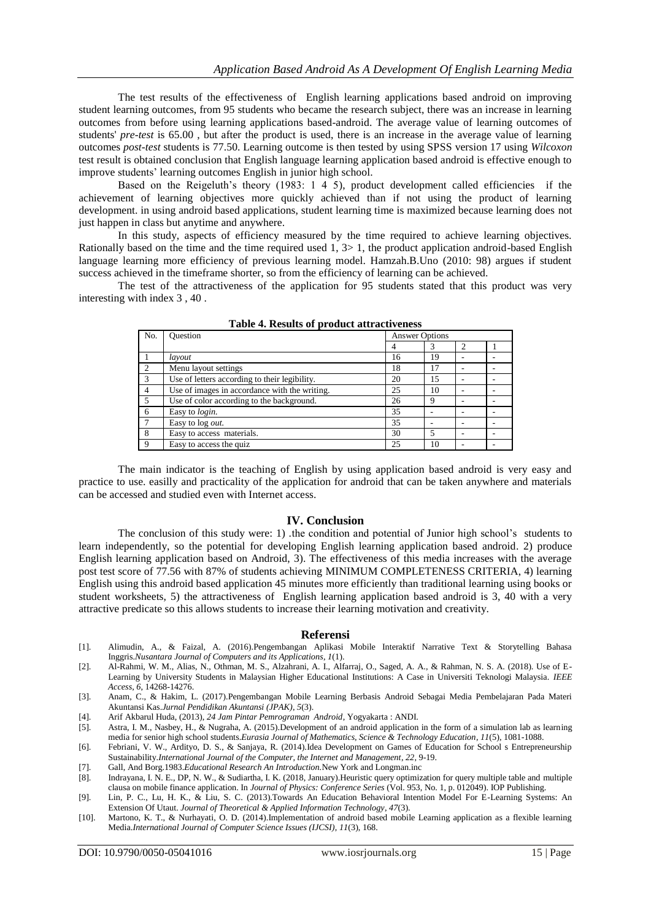The test results of the effectiveness of English learning applications based android on improving student learning outcomes, from 95 students who became the research subject, there was an increase in learning outcomes from before using learning applications based-android. The average value of learning outcomes of students' *pre-test* is 65.00 , but after the product is used, there is an increase in the average value of learning outcomes *post-test* students is 77.50. Learning outcome is then tested by using SPSS version 17 using *Wilcoxon* test result is obtained conclusion that English language learning application based android is effective enough to improve students' learning outcomes English in junior high school.

Based on the Reigeluth's theory (1983: 1 4 5), product development called efficiencies if the achievement of learning objectives more quickly achieved than if not using the product of learning development. in using android based applications, student learning time is maximized because learning does not just happen in class but anytime and anywhere.

In this study, aspects of efficiency measured by the time required to achieve learning objectives. Rationally based on the time and the time required used 1, 3> 1, the product application android-based English language learning more efficiency of previous learning model. Hamzah.B.Uno (2010: 98) argues if student success achieved in the timeframe shorter, so from the efficiency of learning can be achieved.

The test of the attractiveness of the application for 95 students stated that this product was very interesting with index 3 , 40 .

**Table 4. Results of product attractiveness**

| No. | Question | Answer Options | | | |
|---|---|---|---|---|---|
| | | 4 | 3 | 2 | 1 |
| 1 | *layout* | 16 | 19 | - | - |
| 2 | Menu layout settings | 18 | 17 | - | - |
| 3 | Use of letters according to their legibility. | 20 | 15 | - | - |
| 4 | Use of images in accordance with the writing. | 25 | 10 | - | - |
| 5 | Use of color according to the background. | 26 | 9 | - | - |
| 6 | Easy to *login.* | 35 | - | - | - |
| 7 | Easy to log *out.* | 35 | - | - | - |
| 8 | Easy to access materials. | 30 | 5 | - | - |
| 9 | Easy to access the quiz | 25 | 10 | - | - |

The main indicator is the teaching of English by using application based android is very easy and practice to use. easilly and practicality of the application for android that can be taken anywhere and materials can be accessed and studied even with Internet access.

## IV. Conclusion

The conclusion of this study were: 1) .the condition and potential of Junior high school's students to learn independently, so the potential for developing English learning application based android. 2) produce English learning application based on Android, 3). The effectiveness of this media increases with the average post test score of 77.56 with 87% of students achieving MINIMUM COMPLETENESS CRITERIA, 4) learning English using this android based application 45 minutes more efficiently than traditional learning using books or student worksheets, 5) the attractiveness of English learning application based android is 3, 40 with a very attractive predicate so this allows students to increase their learning motivation and creativity.

## Referensi

[1]. Alimudin, A., & Faizal, A. (2016).Pengembangan Aplikasi Mobile Interaktif Narrative Text & Storytelling Bahasa Inggris.*Nusantara Journal of Computers and its Applications*, *1*(1).

[2]. Al-Rahmi, W. M., Alias, N., Othman, M. S., Alzahrani, A. I., Alfarraj, O., Saged, A. A., & Rahman, N. S. A. (2018). Use of E-Learning by University Students in Malaysian Higher Educational Institutions: A Case in Universiti Teknologi Malaysia. *IEEE Access*, *6*, 14268-14276.

[3]. Anam, C., & Hakim, L. (2017).Pengembangan Mobile Learning Berbasis Android Sebagai Media Pembelajaran Pada Materi Akuntansi Kas.*Jurnal Pendidikan Akuntansi (JPAK)*, *5*(3).

[4]. Arif Akbarul Huda, (2013), *24 Jam Pintar Pemrograman Android*, Yogyakarta : ANDI.

[5]. Astra, I. M., Nasbey, H., & Nugraha, A. (2015).Development of an android application in the form of a simulation lab as learning media for senior high school students.*Eurasia Journal of Mathematics, Science & Technology Education*, *11*(5), 1081-1088.

[6]. Febriani, V. W., Ardityo, D. S., & Sanjaya, R. (2014).Idea Development on Games of Education for School s Entrepreneurship Sustainability.*International Journal of the Computer, the Internet and Management*, *22*, 9-19.

[7]. Gall, And Borg.1983.*Educational Research An Introduction.*New York and Longman.inc

[8]. Indrayana, I. N. E., DP, N. W., & Sudiartha, I. K. (2018, January).Heuristic query optimization for query multiple table and multiple clausa on mobile finance application. In *Journal of Physics: Conference Series* (Vol. 953, No. 1, p. 012049). IOP Publishing.

[9]. Lin, P. C., Lu, H. K., & Liu, S. C. (2013).Towards An Education Behavioral Intention Model For E-Learning Systems: An Extension Of Utaut. *Journal of Theoretical & Applied Information Technology*, *47*(3).

[10]. Martono, K. T., & Nurhayati, O. D. (2014).Implementation of android based mobile Learning application as a flexible learning Media.*International Journal of Computer Science Issues (IJCSI)*, *11*(3), 168.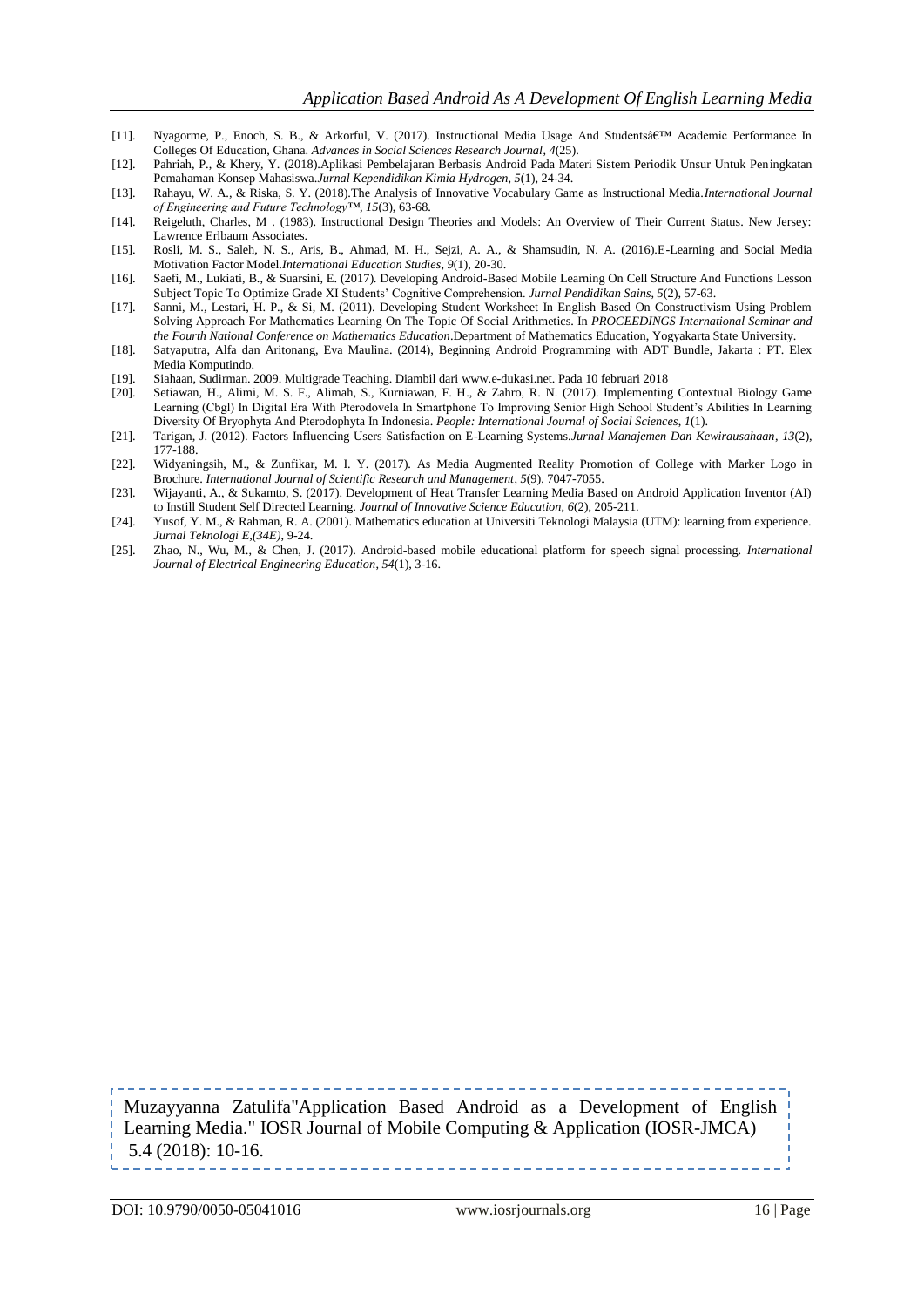[11]. Nyagorme, P., Enoch, S. B., & Arkorful, V. (2017). Instructional Media Usage And Studentsâ€™ Academic Performance In Colleges Of Education, Ghana. *Advances in Social Sciences Research Journal*, *4*(25).

[12]. Pahriah, P., & Khery, Y. (2018).Aplikasi Pembelajaran Berbasis Android Pada Materi Sistem Periodik Unsur Untuk Peningkatan Pemahaman Konsep Mahasiswa.*Jurnal Kependidikan Kimia Hydrogen*, *5*(1), 24-34.

[13]. Rahayu, W. A., & Riska, S. Y. (2018).The Analysis of Innovative Vocabulary Game as Instructional Media.*International Journal of Engineering and Future Technology™*, *15*(3), 63-68.

[14]. Reigeluth, Charles, M . (1983). Instructional Design Theories and Models: An Overview of Their Current Status. New Jersey: Lawrence Erlbaum Associates.

[15]. Rosli, M. S., Saleh, N. S., Aris, B., Ahmad, M. H., Sejzi, A. A., & Shamsudin, N. A. (2016).E-Learning and Social Media Motivation Factor Model.*International Education Studies*, *9*(1), 20-30.

[16]. Saefi, M., Lukiati, B., & Suarsini, E. (2017). Developing Android-Based Mobile Learning On Cell Structure And Functions Lesson Subject Topic To Optimize Grade XI Students' Cognitive Comprehension. *Jurnal Pendidikan Sains*, *5*(2), 57-63.

[17]. Sanni, M., Lestari, H. P., & Si, M. (2011). Developing Student Worksheet In English Based On Constructivism Using Problem Solving Approach For Mathematics Learning On The Topic Of Social Arithmetics. In *PROCEEDINGS International Seminar and the Fourth National Conference on Mathematics Education*.Department of Mathematics Education, Yogyakarta State University.

[18]. Satyaputra, Alfa dan Aritonang, Eva Maulina. (2014), Beginning Android Programming with ADT Bundle, Jakarta : PT. Elex Media Komputindo.

[19]. Siahaan, Sudirman. 2009. Multigrade Teaching. Diambil dari www.e-dukasi.net. Pada 10 februari 2018

[20]. Setiawan, H., Alimi, M. S. F., Alimah, S., Kurniawan, F. H., & Zahro, R. N. (2017). Implementing Contextual Biology Game Learning (Cbgl) In Digital Era With Pterodovela In Smartphone To Improving Senior High School Student's Abilities In Learning Diversity Of Bryophyta And Pterodophyta In Indonesia. *People: International Journal of Social Sciences*, *1*(1).

[21]. Tarigan, J. (2012). Factors Influencing Users Satisfaction on E-Learning Systems.*Jurnal Manajemen Dan Kewirausahaan*, *13*(2), 177-188.

[22]. Widyaningsih, M., & Zunfikar, M. I. Y. (2017). As Media Augmented Reality Promotion of College with Marker Logo in Brochure. *International Journal of Scientific Research and Management*, *5*(9), 7047-7055.

[23]. Wijayanti, A., & Sukamto, S. (2017). Development of Heat Transfer Learning Media Based on Android Application Inventor (AI) to Instill Student Self Directed Learning. *Journal of Innovative Science Education*, *6*(2), 205-211.

[24]. Yusof, Y. M., & Rahman, R. A. (2001). Mathematics education at Universiti Teknologi Malaysia (UTM): learning from experience. *Jurnal Teknologi E*,*(34E)*, 9-24.

[25]. Zhao, N., Wu, M., & Chen, J. (2017). Android-based mobile educational platform for speech signal processing. *International Journal of Electrical Engineering Education*, *54*(1), 3-16.

Muzayyanna Zatulifa"Application Based Android as a Development of English Learning Media." IOSR Journal of Mobile Computing & Application (IOSR-JMCA) 5.4 (2018): 10-16.